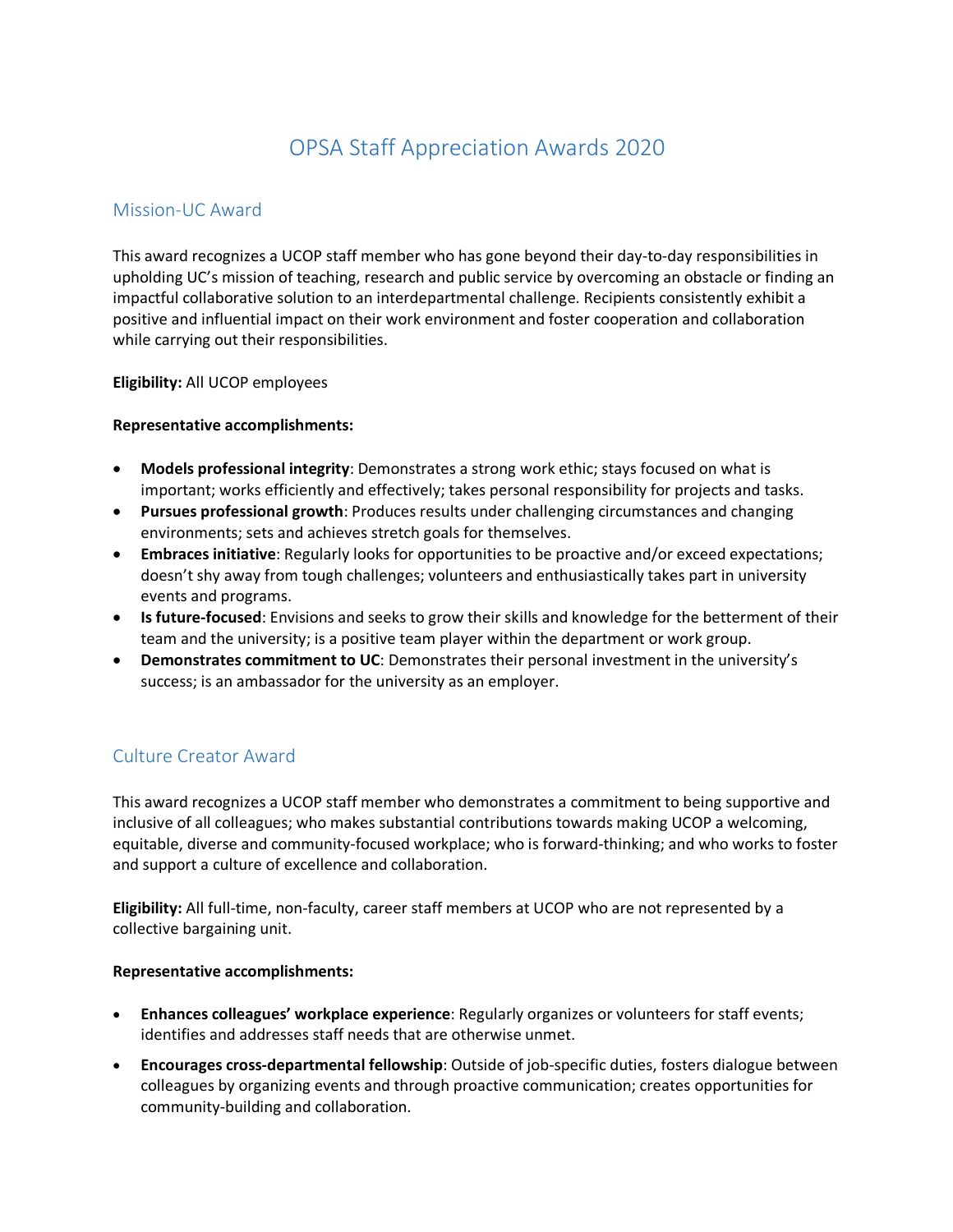# OPSA Staff Appreciation Awards 2020

## Mission-UC Award

This award recognizes a UCOP staff member who has gone beyond their day-to-day responsibilities in upholding UC's mission of teaching, research and public service by overcoming an obstacle or finding an impactful collaborative solution to an interdepartmental challenge. Recipients consistently exhibit a positive and influential impact on their work environment and foster cooperation and collaboration while carrying out their responsibilities.

**Eligibility:** All UCOP employees

**Representative accomplishments:**

- **Models professional integrity**: Demonstrates a strong work ethic; stays focused on what is important; works efficiently and effectively; takes personal responsibility for projects and tasks.
- **Pursues professional growth**: Produces results under challenging circumstances and changing environments; sets and achieves stretch goals for themselves.
- **Embraces initiative**: Regularly looks for opportunities to be proactive and/or exceed expectations; doesn't shy away from tough challenges; volunteers and enthusiastically takes part in university events and programs.
- **Is future-focused**: Envisions and seeks to grow their skills and knowledge for the betterment of their team and the university; is a positive team player within the department or work group.
- **Demonstrates commitment to UC**: Demonstrates their personal investment in the university's success; is an ambassador for the university as an employer.

## Culture Creator Award

This award recognizes a UCOP staff member who demonstrates a commitment to being supportive and inclusive of all colleagues; who makes substantial contributions towards making UCOP a welcoming, equitable, diverse and community-focused workplace; who is forward-thinking; and who works to foster and support a culture of excellence and collaboration.

**Eligibility:** All full-time, non-faculty, career staff members at UCOP who are not represented by a collective bargaining unit.

**Representative accomplishments:**

- **Enhances colleagues' workplace experience**: Regularly organizes or volunteers for staff events; identifies and addresses staff needs that are otherwise unmet.
- **Encourages cross-departmental fellowship**: Outside of job-specific duties, fosters dialogue between colleagues by organizing events and through proactive communication; creates opportunities for community-building and collaboration.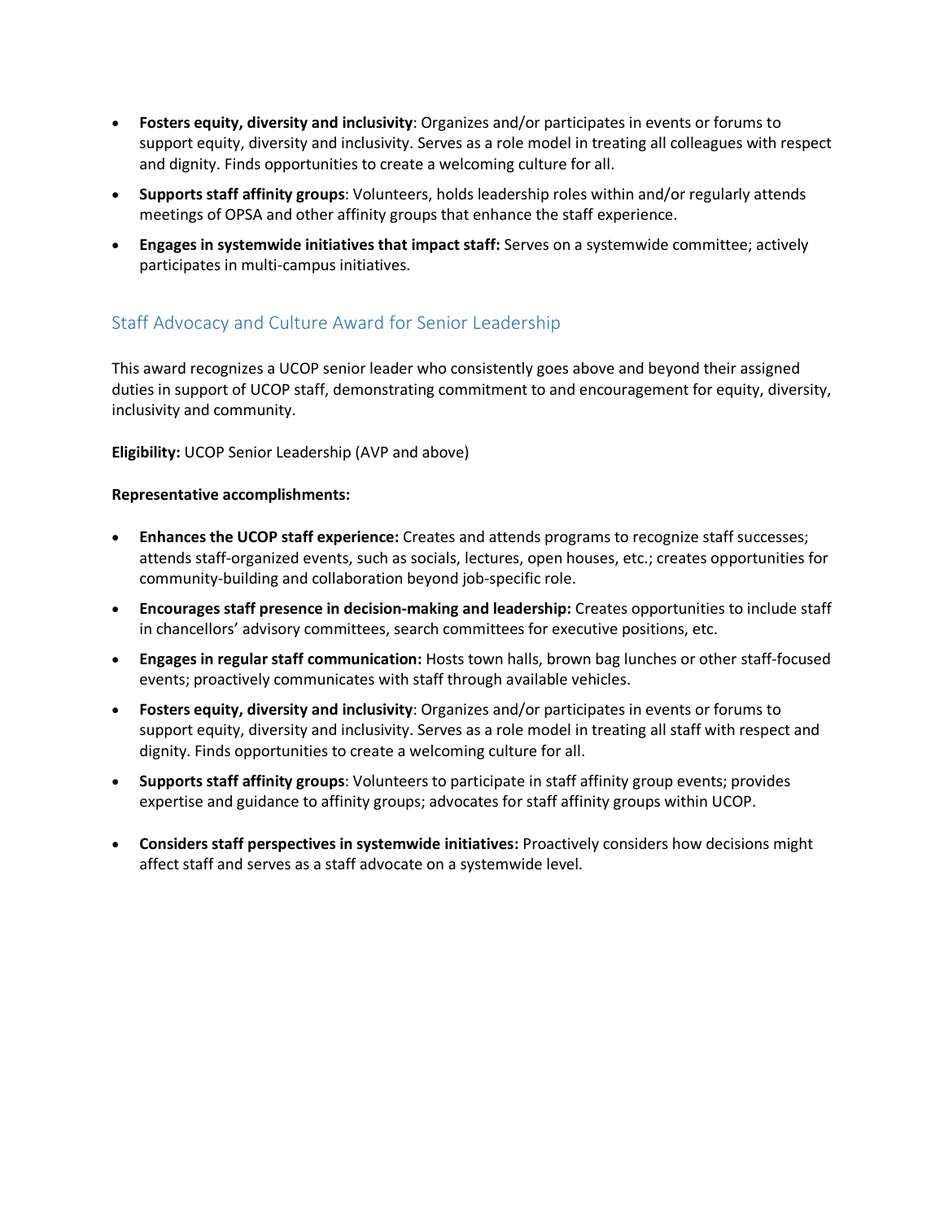- **Fosters equity, diversity and inclusivity**: Organizes and/or participates in events or forums to support equity, diversity and inclusivity. Serves as a role model in treating all colleagues with respect and dignity. Finds opportunities to create a welcoming culture for all.
- **Supports staff affinity groups**: Volunteers, holds leadership roles within and/or regularly attends meetings of OPSA and other affinity groups that enhance the staff experience.
- **Engages in systemwide initiatives that impact staff:** Serves on a systemwide committee; actively participates in multi-campus initiatives.

## Staff Advocacy and Culture Award for Senior Leadership

This award recognizes a UCOP senior leader who consistently goes above and beyond their assigned duties in support of UCOP staff, demonstrating commitment to and encouragement for equity, diversity, inclusivity and community.

**Eligibility:** UCOP Senior Leadership (AVP and above)

**Representative accomplishments:**

- **Enhances the UCOP staff experience:** Creates and attends programs to recognize staff successes; attends staff-organized events, such as socials, lectures, open houses, etc.; creates opportunities for community-building and collaboration beyond job-specific role.
- **Encourages staff presence in decision-making and leadership:** Creates opportunities to include staff in chancellors' advisory committees, search committees for executive positions, etc.
- **Engages in regular staff communication:** Hosts town halls, brown bag lunches or other staff-focused events; proactively communicates with staff through available vehicles.
- **Fosters equity, diversity and inclusivity**: Organizes and/or participates in events or forums to support equity, diversity and inclusivity. Serves as a role model in treating all staff with respect and dignity. Finds opportunities to create a welcoming culture for all.
- **Supports staff affinity groups**: Volunteers to participate in staff affinity group events; provides expertise and guidance to affinity groups; advocates for staff affinity groups within UCOP.
- **Considers staff perspectives in systemwide initiatives:** Proactively considers how decisions might affect staff and serves as a staff advocate on a systemwide level.